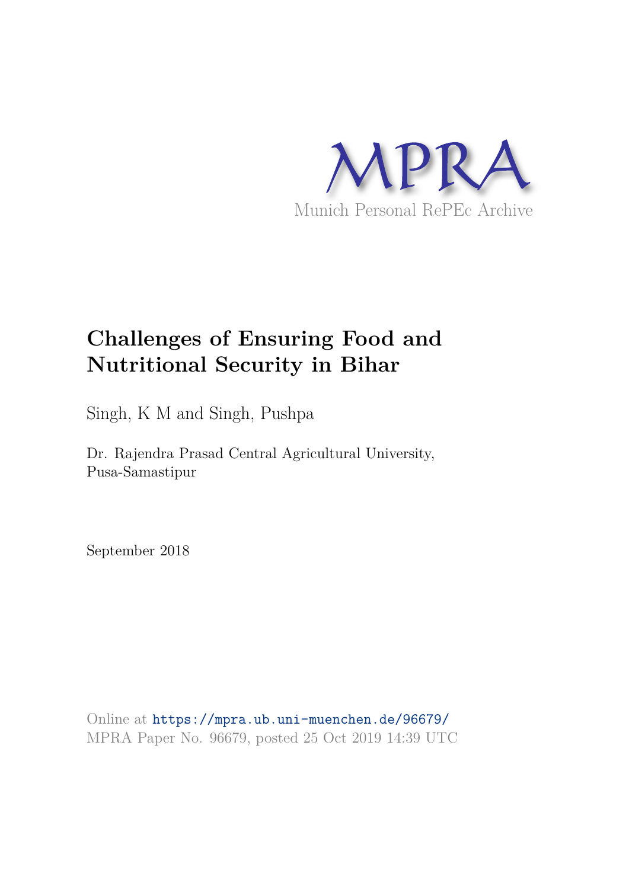MPRA

Munich Personal RePEc Archive

# Challenges of Ensuring Food and Nutritional Security in Bihar

Singh, K M and Singh, Pushpa

Dr. Rajendra Prasad Central Agricultural University, Pusa-Samastipur

September 2018

Online at https://mpra.ub.uni-muenchen.de/96679/
MPRA Paper No. 96679, posted 25 Oct 2019 14:39 UTC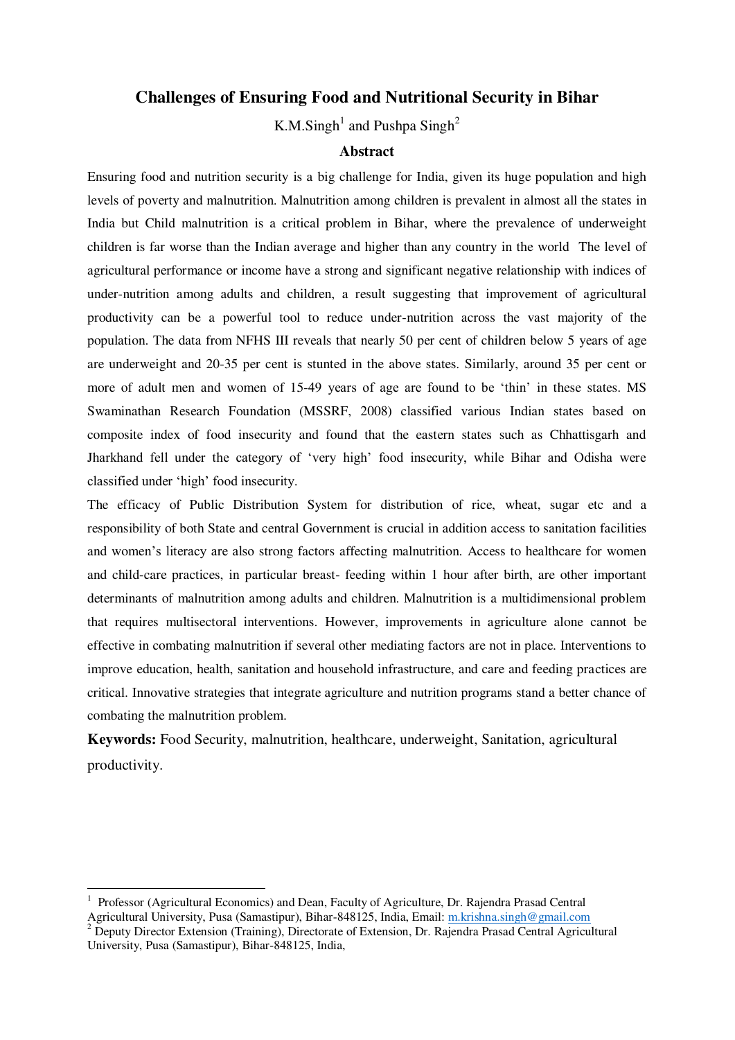# Challenges of Ensuring Food and Nutritional Security in Bihar

K.M.Singh[1] and Pushpa Singh[2]

## Abstract

Ensuring food and nutrition security is a big challenge for India, given its huge population and high levels of poverty and malnutrition. Malnutrition among children is prevalent in almost all the states in India but Child malnutrition is a critical problem in Bihar, where the prevalence of underweight children is far worse than the Indian average and higher than any country in the world The level of agricultural performance or income have a strong and significant negative relationship with indices of under-nutrition among adults and children, a result suggesting that improvement of agricultural productivity can be a powerful tool to reduce under-nutrition across the vast majority of the population. The data from NFHS III reveals that nearly 50 per cent of children below 5 years of age are underweight and 20-35 per cent is stunted in the above states. Similarly, around 35 per cent or more of adult men and women of 15-49 years of age are found to be 'thin' in these states. MS Swaminathan Research Foundation (MSSRF, 2008) classified various Indian states based on composite index of food insecurity and found that the eastern states such as Chhattisgarh and Jharkhand fell under the category of 'very high' food insecurity, while Bihar and Odisha were classified under 'high' food insecurity.

The efficacy of Public Distribution System for distribution of rice, wheat, sugar etc and a responsibility of both State and central Government is crucial in addition access to sanitation facilities and women's literacy are also strong factors affecting malnutrition. Access to healthcare for women and child-care practices, in particular breast- feeding within 1 hour after birth, are other important determinants of malnutrition among adults and children. Malnutrition is a multidimensional problem that requires multisectoral interventions. However, improvements in agriculture alone cannot be effective in combating malnutrition if several other mediating factors are not in place. Interventions to improve education, health, sanitation and household infrastructure, and care and feeding practices are critical. Innovative strategies that integrate agriculture and nutrition programs stand a better chance of combating the malnutrition problem.

**Keywords:** Food Security, malnutrition, healthcare, underweight, Sanitation, agricultural productivity.

---

[1] Professor (Agricultural Economics) and Dean, Faculty of Agriculture, Dr. Rajendra Prasad Central Agricultural University, Pusa (Samastipur), Bihar-848125, India, Email: m.krishna.singh@gmail.com

[2] Deputy Director Extension (Training), Directorate of Extension, Dr. Rajendra Prasad Central Agricultural University, Pusa (Samastipur), Bihar-848125, India,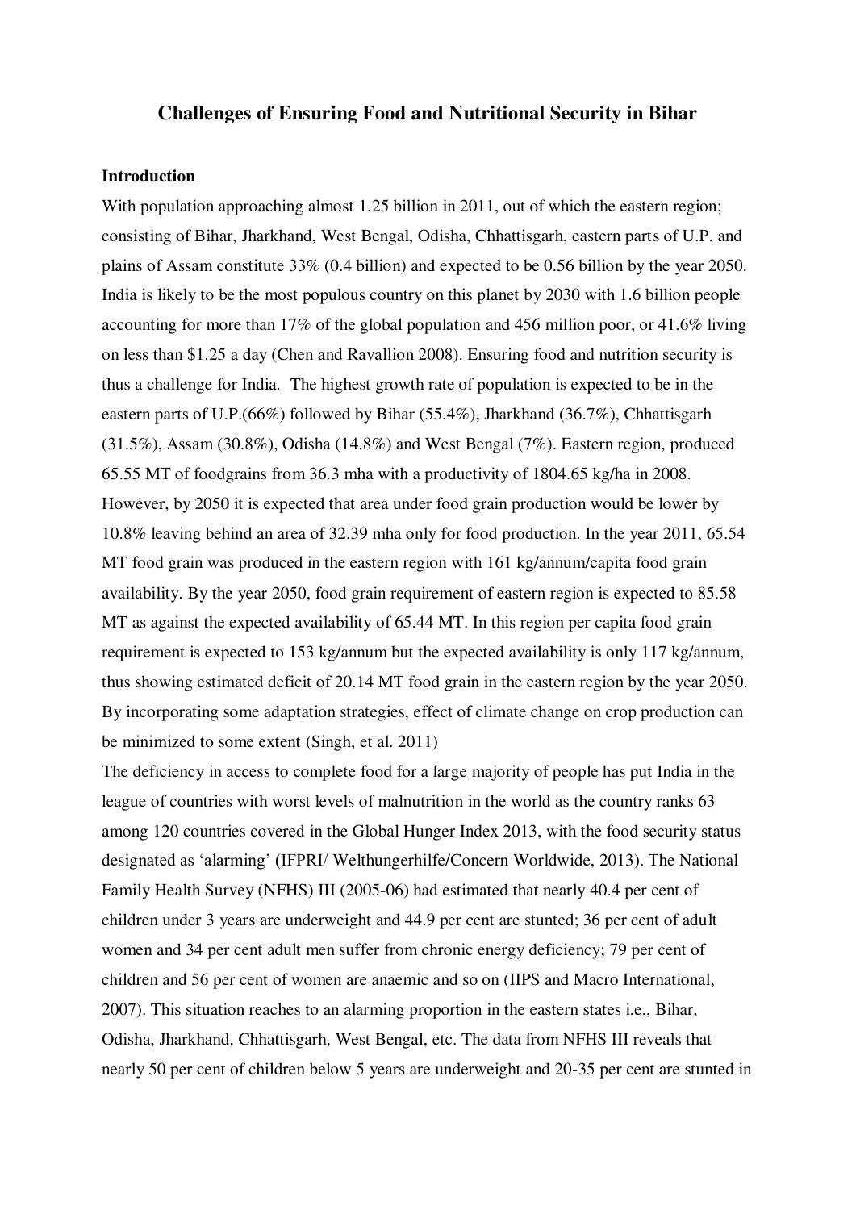# Challenges of Ensuring Food and Nutritional Security in Bihar

## Introduction

With population approaching almost 1.25 billion in 2011, out of which the eastern region; consisting of Bihar, Jharkhand, West Bengal, Odisha, Chhattisgarh, eastern parts of U.P. and plains of Assam constitute 33% (0.4 billion) and expected to be 0.56 billion by the year 2050. India is likely to be the most populous country on this planet by 2030 with 1.6 billion people accounting for more than 17% of the global population and 456 million poor, or 41.6% living on less than $1.25 a day (Chen and Ravallion 2008). Ensuring food and nutrition security is thus a challenge for India. The highest growth rate of population is expected to be in the eastern parts of U.P.(66%) followed by Bihar (55.4%), Jharkhand (36.7%), Chhattisgarh (31.5%), Assam (30.8%), Odisha (14.8%) and West Bengal (7%). Eastern region, produced 65.55 MT of foodgrains from 36.3 mha with a productivity of 1804.65 kg/ha in 2008. However, by 2050 it is expected that area under food grain production would be lower by 10.8% leaving behind an area of 32.39 mha only for food production. In the year 2011, 65.54 MT food grain was produced in the eastern region with 161 kg/annum/capita food grain availability. By the year 2050, food grain requirement of eastern region is expected to 85.58 MT as against the expected availability of 65.44 MT. In this region per capita food grain requirement is expected to 153 kg/annum but the expected availability is only 117 kg/annum, thus showing estimated deficit of 20.14 MT food grain in the eastern region by the year 2050. By incorporating some adaptation strategies, effect of climate change on crop production can be minimized to some extent (Singh, et al. 2011)

The deficiency in access to complete food for a large majority of people has put India in the league of countries with worst levels of malnutrition in the world as the country ranks 63 among 120 countries covered in the Global Hunger Index 2013, with the food security status designated as 'alarming' (IFPRI/ Welthungerhilfe/Concern Worldwide, 2013). The National Family Health Survey (NFHS) III (2005-06) had estimated that nearly 40.4 per cent of children under 3 years are underweight and 44.9 per cent are stunted; 36 per cent of adult women and 34 per cent adult men suffer from chronic energy deficiency; 79 per cent of children and 56 per cent of women are anaemic and so on (IIPS and Macro International, 2007). This situation reaches to an alarming proportion in the eastern states i.e., Bihar, Odisha, Jharkhand, Chhattisgarh, West Bengal, etc. The data from NFHS III reveals that nearly 50 per cent of children below 5 years are underweight and 20-35 per cent are stunted in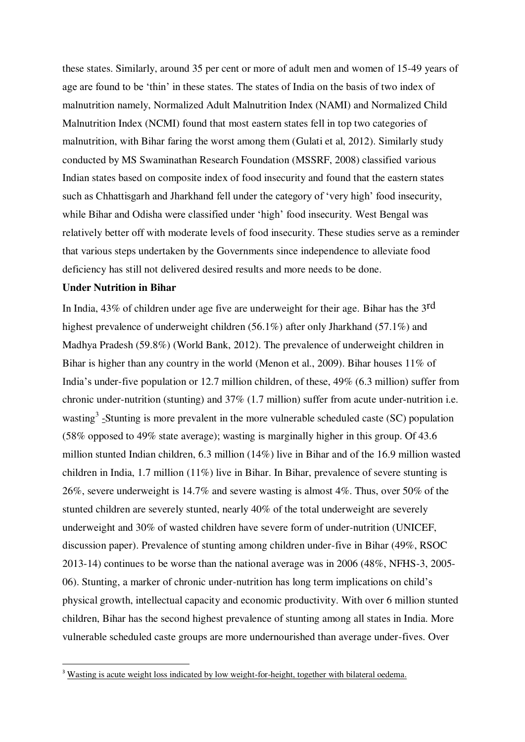these states. Similarly, around 35 per cent or more of adult men and women of 15-49 years of age are found to be 'thin' in these states. The states of India on the basis of two index of malnutrition namely, Normalized Adult Malnutrition Index (NAMI) and Normalized Child Malnutrition Index (NCMI) found that most eastern states fell in top two categories of malnutrition, with Bihar faring the worst among them (Gulati et al, 2012). Similarly study conducted by MS Swaminathan Research Foundation (MSSRF, 2008) classified various Indian states based on composite index of food insecurity and found that the eastern states such as Chhattisgarh and Jharkhand fell under the category of 'very high' food insecurity, while Bihar and Odisha were classified under 'high' food insecurity. West Bengal was relatively better off with moderate levels of food insecurity. These studies serve as a reminder that various steps undertaken by the Governments since independence to alleviate food deficiency has still not delivered desired results and more needs to be done.

**Under Nutrition in Bihar**

In India, 43% of children under age five are underweight for their age. Bihar has the 3rd highest prevalence of underweight children (56.1%) after only Jharkhand (57.1%) and Madhya Pradesh (59.8%) (World Bank, 2012). The prevalence of underweight children in Bihar is higher than any country in the world (Menon et al., 2009). Bihar houses 11% of India's under-five population or 12.7 million children, of these, 49% (6.3 million) suffer from chronic under-nutrition (stunting) and 37% (1.7 million) suffer from acute under-nutrition i.e. wasting[3] -Stunting is more prevalent in the more vulnerable scheduled caste (SC) population (58% opposed to 49% state average); wasting is marginally higher in this group. Of 43.6 million stunted Indian children, 6.3 million (14%) live in Bihar and of the 16.9 million wasted children in India, 1.7 million (11%) live in Bihar. In Bihar, prevalence of severe stunting is 26%, severe underweight is 14.7% and severe wasting is almost 4%. Thus, over 50% of the stunted children are severely stunted, nearly 40% of the total underweight are severely underweight and 30% of wasted children have severe form of under-nutrition (UNICEF, discussion paper). Prevalence of stunting among children under-five in Bihar (49%, RSOC 2013-14) continues to be worse than the national average was in 2006 (48%, NFHS-3, 2005-06). Stunting, a marker of chronic under-nutrition has long term implications on child's physical growth, intellectual capacity and economic productivity. With over 6 million stunted children, Bihar has the second highest prevalence of stunting among all states in India. More vulnerable scheduled caste groups are more undernourished than average under-fives. Over

---

[3] Wasting is acute weight loss indicated by low weight-for-height, together with bilateral oedema.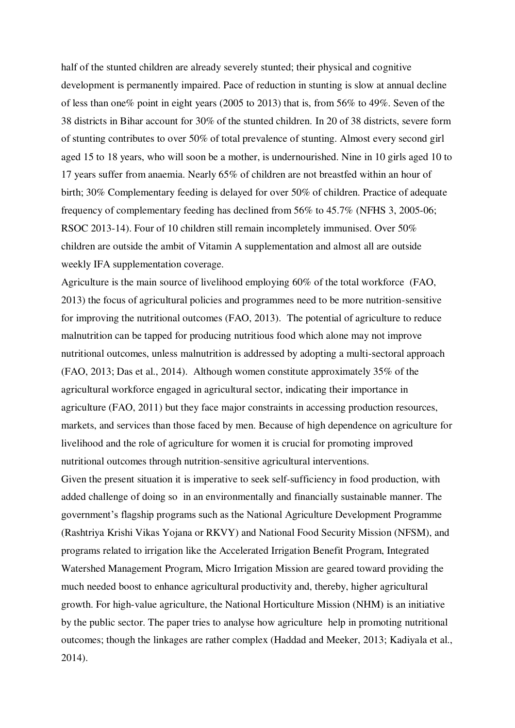half of the stunted children are already severely stunted; their physical and cognitive development is permanently impaired. Pace of reduction in stunting is slow at annual decline of less than one% point in eight years (2005 to 2013) that is, from 56% to 49%. Seven of the 38 districts in Bihar account for 30% of the stunted children. In 20 of 38 districts, severe form of stunting contributes to over 50% of total prevalence of stunting. Almost every second girl aged 15 to 18 years, who will soon be a mother, is undernourished. Nine in 10 girls aged 10 to 17 years suffer from anaemia. Nearly 65% of children are not breastfed within an hour of birth; 30% Complementary feeding is delayed for over 50% of children. Practice of adequate frequency of complementary feeding has declined from 56% to 45.7% (NFHS 3, 2005-06; RSOC 2013-14). Four of 10 children still remain incompletely immunised. Over 50% children are outside the ambit of Vitamin A supplementation and almost all are outside weekly IFA supplementation coverage.

Agriculture is the main source of livelihood employing 60% of the total workforce (FAO, 2013) the focus of agricultural policies and programmes need to be more nutrition-sensitive for improving the nutritional outcomes (FAO, 2013). The potential of agriculture to reduce malnutrition can be tapped for producing nutritious food which alone may not improve nutritional outcomes, unless malnutrition is addressed by adopting a multi-sectoral approach (FAO, 2013; Das et al., 2014). Although women constitute approximately 35% of the agricultural workforce engaged in agricultural sector, indicating their importance in agriculture (FAO, 2011) but they face major constraints in accessing production resources, markets, and services than those faced by men. Because of high dependence on agriculture for livelihood and the role of agriculture for women it is crucial for promoting improved nutritional outcomes through nutrition-sensitive agricultural interventions.

Given the present situation it is imperative to seek self-sufficiency in food production, with added challenge of doing so in an environmentally and financially sustainable manner. The government's flagship programs such as the National Agriculture Development Programme (Rashtriya Krishi Vikas Yojana or RKVY) and National Food Security Mission (NFSM), and programs related to irrigation like the Accelerated Irrigation Benefit Program, Integrated Watershed Management Program, Micro Irrigation Mission are geared toward providing the much needed boost to enhance agricultural productivity and, thereby, higher agricultural growth. For high-value agriculture, the National Horticulture Mission (NHM) is an initiative by the public sector. The paper tries to analyse how agriculture help in promoting nutritional outcomes; though the linkages are rather complex (Haddad and Meeker, 2013; Kadiyala et al., 2014).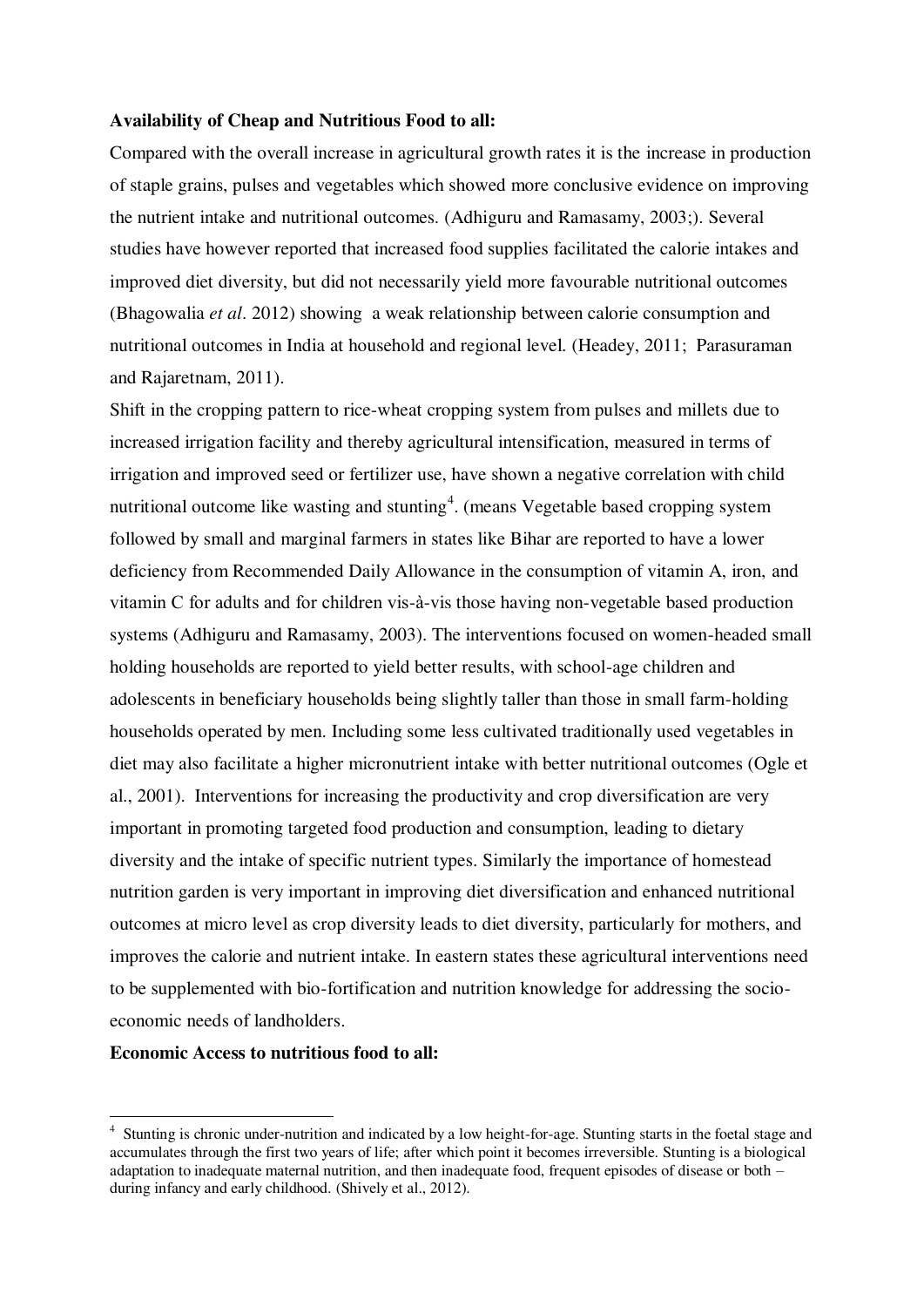**Availability of Cheap and Nutritious Food to all:**

Compared with the overall increase in agricultural growth rates it is the increase in production of staple grains, pulses and vegetables which showed more conclusive evidence on improving the nutrient intake and nutritional outcomes. (Adhiguru and Ramasamy, 2003;). Several studies have however reported that increased food supplies facilitated the calorie intakes and improved diet diversity, but did not necessarily yield more favourable nutritional outcomes (Bhagowalia *et al*. 2012) showing a weak relationship between calorie consumption and nutritional outcomes in India at household and regional level. (Headey, 2011; Parasuraman and Rajaretnam, 2011).

Shift in the cropping pattern to rice-wheat cropping system from pulses and millets due to increased irrigation facility and thereby agricultural intensification, measured in terms of irrigation and improved seed or fertilizer use, have shown a negative correlation with child nutritional outcome like wasting and stunting[4]. (means Vegetable based cropping system followed by small and marginal farmers in states like Bihar are reported to have a lower deficiency from Recommended Daily Allowance in the consumption of vitamin A, iron, and vitamin C for adults and for children vis-à-vis those having non-vegetable based production systems (Adhiguru and Ramasamy, 2003). The interventions focused on women-headed small holding households are reported to yield better results, with school-age children and adolescents in beneficiary households being slightly taller than those in small farm-holding households operated by men. Including some less cultivated traditionally used vegetables in diet may also facilitate a higher micronutrient intake with better nutritional outcomes (Ogle et al., 2001). Interventions for increasing the productivity and crop diversification are very important in promoting targeted food production and consumption, leading to dietary diversity and the intake of specific nutrient types. Similarly the importance of homestead nutrition garden is very important in improving diet diversification and enhanced nutritional outcomes at micro level as crop diversity leads to diet diversity, particularly for mothers, and improves the calorie and nutrient intake. In eastern states these agricultural interventions need to be supplemented with bio-fortification and nutrition knowledge for addressing the socio-economic needs of landholders.

**Economic Access to nutritious food to all:**

[4] Stunting is chronic under-nutrition and indicated by a low height-for-age. Stunting starts in the foetal stage and accumulates through the first two years of life; after which point it becomes irreversible. Stunting is a biological adaptation to inadequate maternal nutrition, and then inadequate food, frequent episodes of disease or both – during infancy and early childhood. (Shively et al., 2012).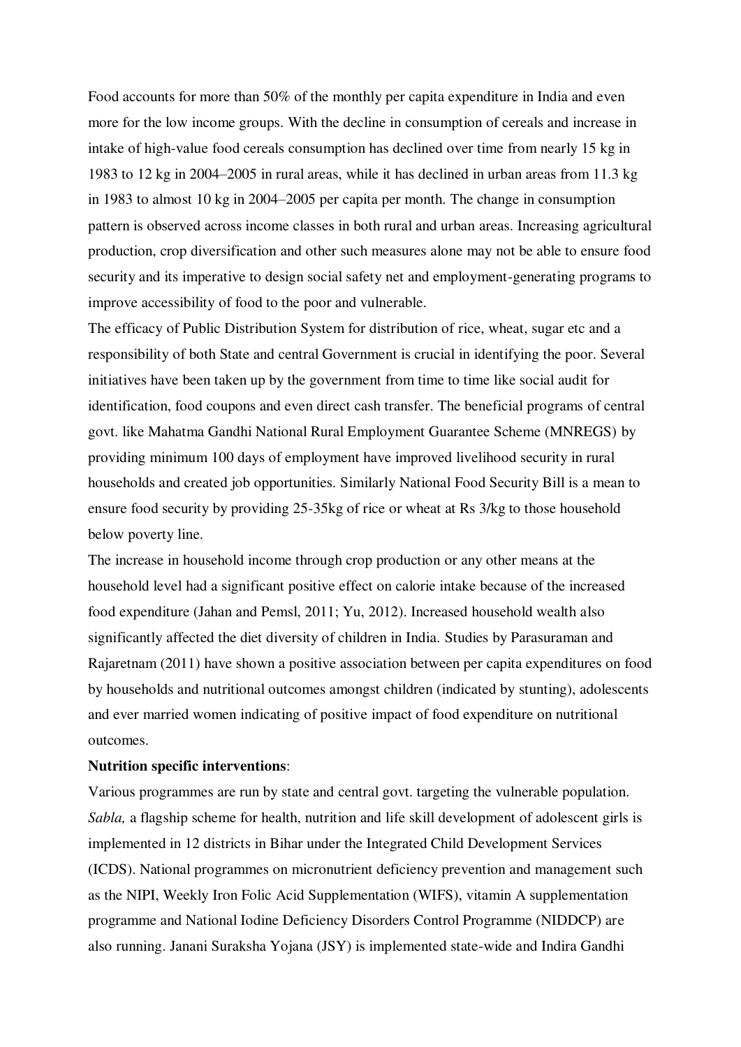Food accounts for more than 50% of the monthly per capita expenditure in India and even more for the low income groups. With the decline in consumption of cereals and increase in intake of high-value food cereals consumption has declined over time from nearly 15 kg in 1983 to 12 kg in 2004–2005 in rural areas, while it has declined in urban areas from 11.3 kg in 1983 to almost 10 kg in 2004–2005 per capita per month. The change in consumption pattern is observed across income classes in both rural and urban areas. Increasing agricultural production, crop diversification and other such measures alone may not be able to ensure food security and its imperative to design social safety net and employment-generating programs to improve accessibility of food to the poor and vulnerable.

The efficacy of Public Distribution System for distribution of rice, wheat, sugar etc and a responsibility of both State and central Government is crucial in identifying the poor. Several initiatives have been taken up by the government from time to time like social audit for identification, food coupons and even direct cash transfer. The beneficial programs of central govt. like Mahatma Gandhi National Rural Employment Guarantee Scheme (MNREGS) by providing minimum 100 days of employment have improved livelihood security in rural households and created job opportunities. Similarly National Food Security Bill is a mean to ensure food security by providing 25-35kg of rice or wheat at Rs 3/kg to those household below poverty line.

The increase in household income through crop production or any other means at the household level had a significant positive effect on calorie intake because of the increased food expenditure (Jahan and Pemsl, 2011; Yu, 2012). Increased household wealth also significantly affected the diet diversity of children in India. Studies by Parasuraman and Rajaretnam (2011) have shown a positive association between per capita expenditures on food by households and nutritional outcomes amongst children (indicated by stunting), adolescents and ever married women indicating of positive impact of food expenditure on nutritional outcomes.

**Nutrition specific interventions**:

Various programmes are run by state and central govt. targeting the vulnerable population. *Sabla,* a flagship scheme for health, nutrition and life skill development of adolescent girls is implemented in 12 districts in Bihar under the Integrated Child Development Services (ICDS). National programmes on micronutrient deficiency prevention and management such as the NIPI, Weekly Iron Folic Acid Supplementation (WIFS), vitamin A supplementation programme and National Iodine Deficiency Disorders Control Programme (NIDDCP) are also running. Janani Suraksha Yojana (JSY) is implemented state-wide and Indira Gandhi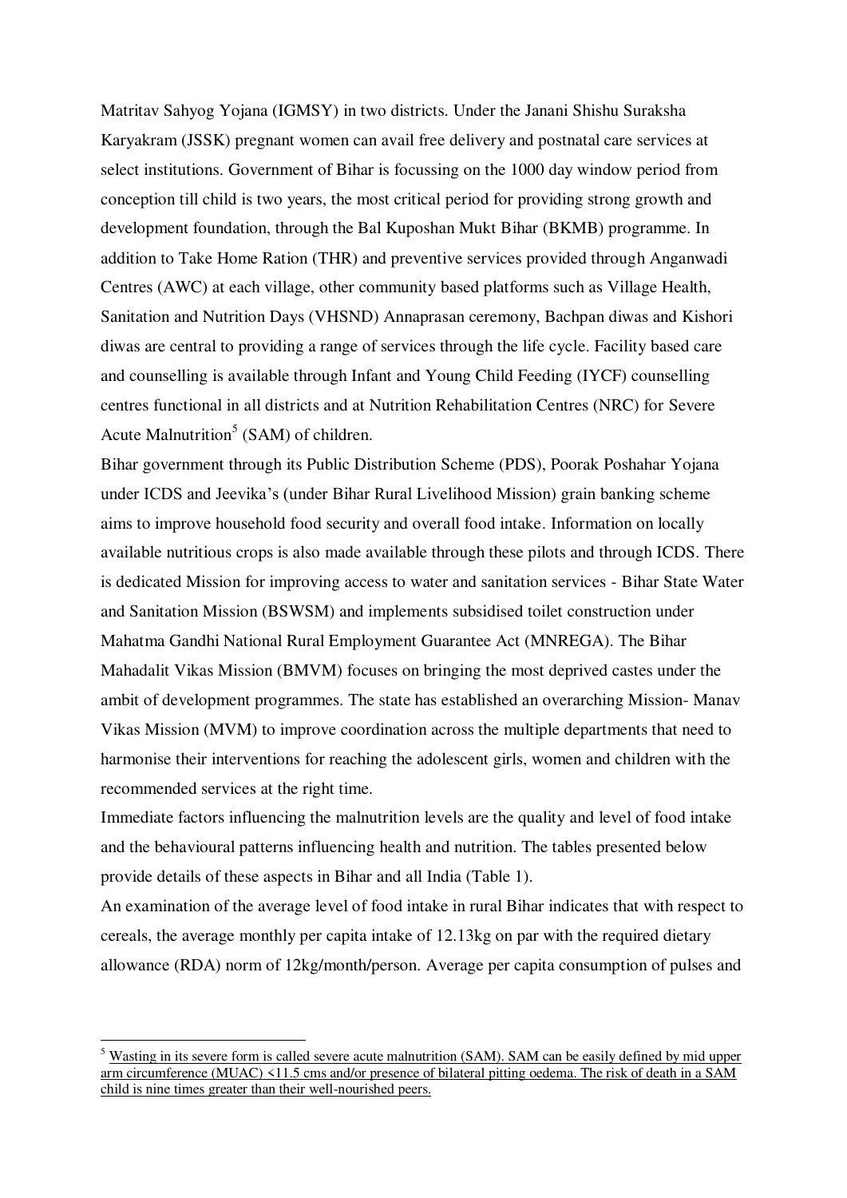Matritav Sahyog Yojana (IGMSY) in two districts. Under the Janani Shishu Suraksha Karyakram (JSSK) pregnant women can avail free delivery and postnatal care services at select institutions. Government of Bihar is focussing on the 1000 day window period from conception till child is two years, the most critical period for providing strong growth and development foundation, through the Bal Kuposhan Mukt Bihar (BKMB) programme. In addition to Take Home Ration (THR) and preventive services provided through Anganwadi Centres (AWC) at each village, other community based platforms such as Village Health, Sanitation and Nutrition Days (VHSND) Annaprasan ceremony, Bachpan diwas and Kishori diwas are central to providing a range of services through the life cycle. Facility based care and counselling is available through Infant and Young Child Feeding (IYCF) counselling centres functional in all districts and at Nutrition Rehabilitation Centres (NRC) for Severe Acute Malnutrition[5] (SAM) of children.

Bihar government through its Public Distribution Scheme (PDS), Poorak Poshahar Yojana under ICDS and Jeevika's (under Bihar Rural Livelihood Mission) grain banking scheme aims to improve household food security and overall food intake. Information on locally available nutritious crops is also made available through these pilots and through ICDS. There is dedicated Mission for improving access to water and sanitation services - Bihar State Water and Sanitation Mission (BSWSM) and implements subsidised toilet construction under Mahatma Gandhi National Rural Employment Guarantee Act (MNREGA). The Bihar Mahadalit Vikas Mission (BMVM) focuses on bringing the most deprived castes under the ambit of development programmes. The state has established an overarching Mission- Manav Vikas Mission (MVM) to improve coordination across the multiple departments that need to harmonise their interventions for reaching the adolescent girls, women and children with the recommended services at the right time.

Immediate factors influencing the malnutrition levels are the quality and level of food intake and the behavioural patterns influencing health and nutrition. The tables presented below provide details of these aspects in Bihar and all India (Table 1).

An examination of the average level of food intake in rural Bihar indicates that with respect to cereals, the average monthly per capita intake of 12.13kg on par with the required dietary allowance (RDA) norm of 12kg/month/person. Average per capita consumption of pulses and

---

[5] Wasting in its severe form is called severe acute malnutrition (SAM). SAM can be easily defined by mid upper arm circumference (MUAC) <11.5 cms and/or presence of bilateral pitting oedema. The risk of death in a SAM child is nine times greater than their well-nourished peers.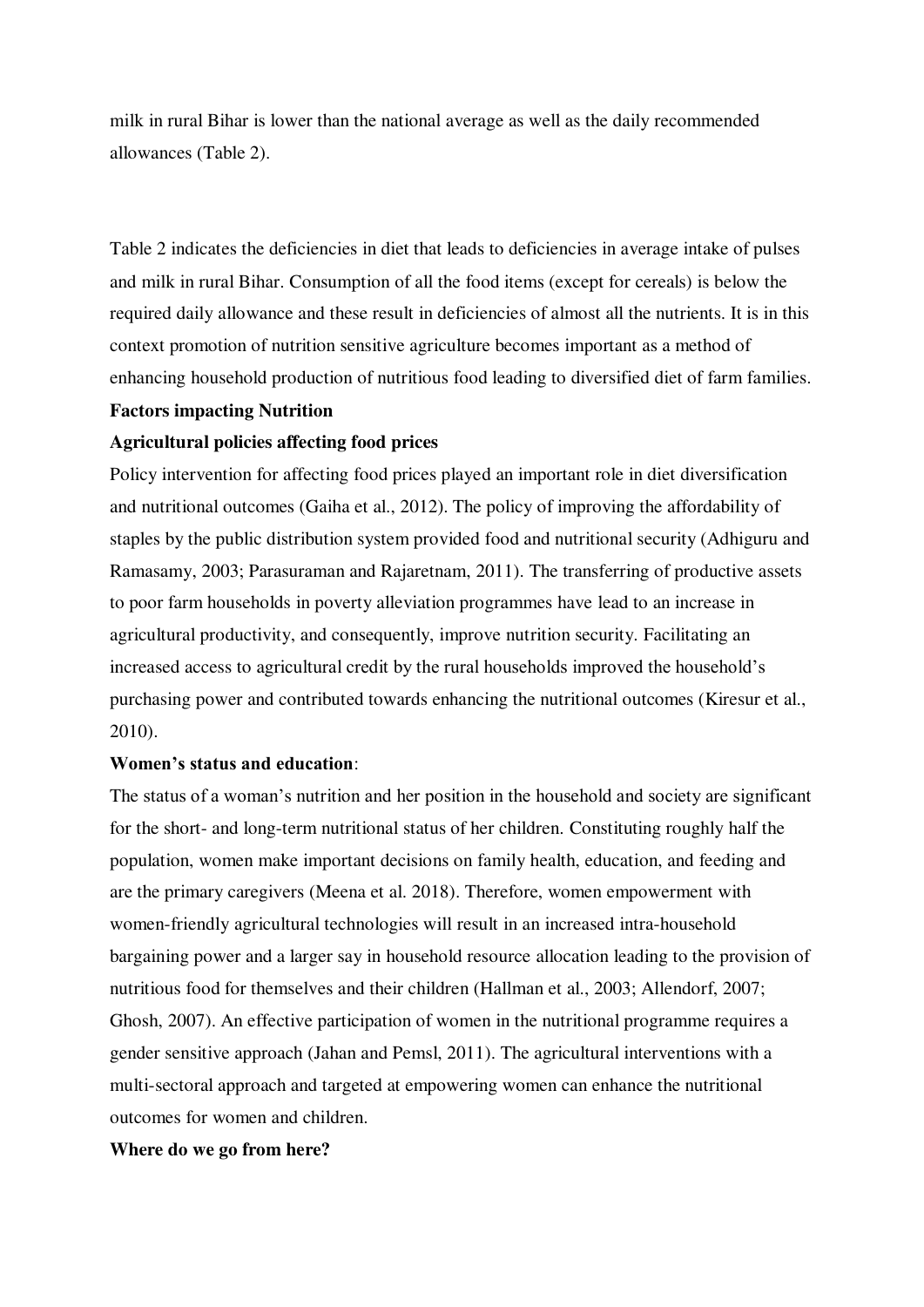milk in rural Bihar is lower than the national average as well as the daily recommended allowances (Table 2).

Table 2 indicates the deficiencies in diet that leads to deficiencies in average intake of pulses and milk in rural Bihar. Consumption of all the food items (except for cereals) is below the required daily allowance and these result in deficiencies of almost all the nutrients. It is in this context promotion of nutrition sensitive agriculture becomes important as a method of enhancing household production of nutritious food leading to diversified diet of farm families.

**Factors impacting Nutrition**

**Agricultural policies affecting food prices**

Policy intervention for affecting food prices played an important role in diet diversification and nutritional outcomes (Gaiha et al., 2012). The policy of improving the affordability of staples by the public distribution system provided food and nutritional security (Adhiguru and Ramasamy, 2003; Parasuraman and Rajaretnam, 2011). The transferring of productive assets to poor farm households in poverty alleviation programmes have lead to an increase in agricultural productivity, and consequently, improve nutrition security. Facilitating an increased access to agricultural credit by the rural households improved the household's purchasing power and contributed towards enhancing the nutritional outcomes (Kiresur et al., 2010).

**Women's status and education**:

The status of a woman's nutrition and her position in the household and society are significant for the short- and long-term nutritional status of her children. Constituting roughly half the population, women make important decisions on family health, education, and feeding and are the primary caregivers (Meena et al. 2018). Therefore, women empowerment with women-friendly agricultural technologies will result in an increased intra-household bargaining power and a larger say in household resource allocation leading to the provision of nutritious food for themselves and their children (Hallman et al., 2003; Allendorf, 2007; Ghosh, 2007). An effective participation of women in the nutritional programme requires a gender sensitive approach (Jahan and Pemsl, 2011). The agricultural interventions with a multi-sectoral approach and targeted at empowering women can enhance the nutritional outcomes for women and children.

**Where do we go from here?**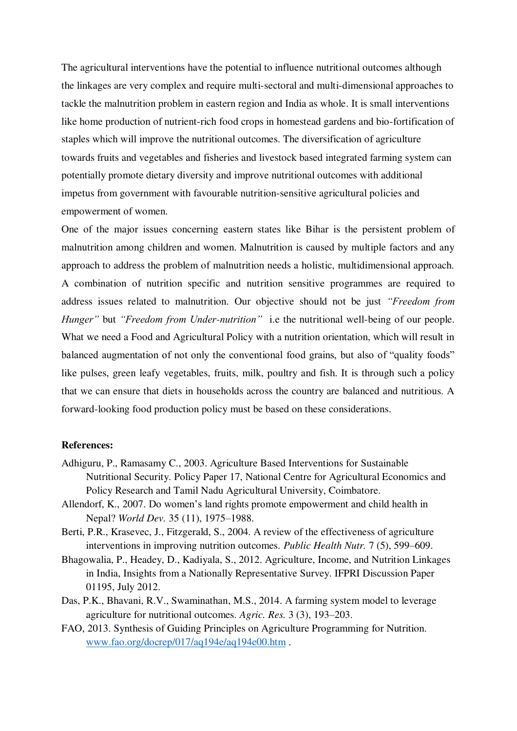The agricultural interventions have the potential to influence nutritional outcomes although the linkages are very complex and require multi-sectoral and multi-dimensional approaches to tackle the malnutrition problem in eastern region and India as whole. It is small interventions like home production of nutrient-rich food crops in homestead gardens and bio-fortification of staples which will improve the nutritional outcomes. The diversification of agriculture towards fruits and vegetables and fisheries and livestock based integrated farming system can potentially promote dietary diversity and improve nutritional outcomes with additional impetus from government with favourable nutrition-sensitive agricultural policies and empowerment of women.

One of the major issues concerning eastern states like Bihar is the persistent problem of malnutrition among children and women. Malnutrition is caused by multiple factors and any approach to address the problem of malnutrition needs a holistic, multidimensional approach. A combination of nutrition specific and nutrition sensitive programmes are required to address issues related to malnutrition. Our objective should not be just *"Freedom from Hunger"* but *"Freedom from Under-nutrition"* i.e the nutritional well-being of our people. What we need a Food and Agricultural Policy with a nutrition orientation, which will result in balanced augmentation of not only the conventional food grains, but also of "quality foods" like pulses, green leafy vegetables, fruits, milk, poultry and fish. It is through such a policy that we can ensure that diets in households across the country are balanced and nutritious. A forward-looking food production policy must be based on these considerations.

**References:**

Adhiguru, P., Ramasamy C., 2003. Agriculture Based Interventions for Sustainable Nutritional Security. Policy Paper 17, National Centre for Agricultural Economics and Policy Research and Tamil Nadu Agricultural University, Coimbatore.

Allendorf, K., 2007. Do women's land rights promote empowerment and child health in Nepal? *World Dev.* 35 (11), 1975–1988.

Berti, P.R., Krasevec, J., Fitzgerald, S., 2004. A review of the effectiveness of agriculture interventions in improving nutrition outcomes. *Public Health Nutr.* 7 (5), 599–609.

Bhagowalia, P., Headey, D., Kadiyala, S., 2012. Agriculture, Income, and Nutrition Linkages in India, Insights from a Nationally Representative Survey. IFPRI Discussion Paper 01195, July 2012.

Das, P.K., Bhavani, R.V., Swaminathan, M.S., 2014. A farming system model to leverage agriculture for nutritional outcomes. *Agric. Res.* 3 (3), 193–203.

FAO, 2013. Synthesis of Guiding Principles on Agriculture Programming for Nutrition. www.fao.org/docrep/017/aq194e/aq194e00.htm .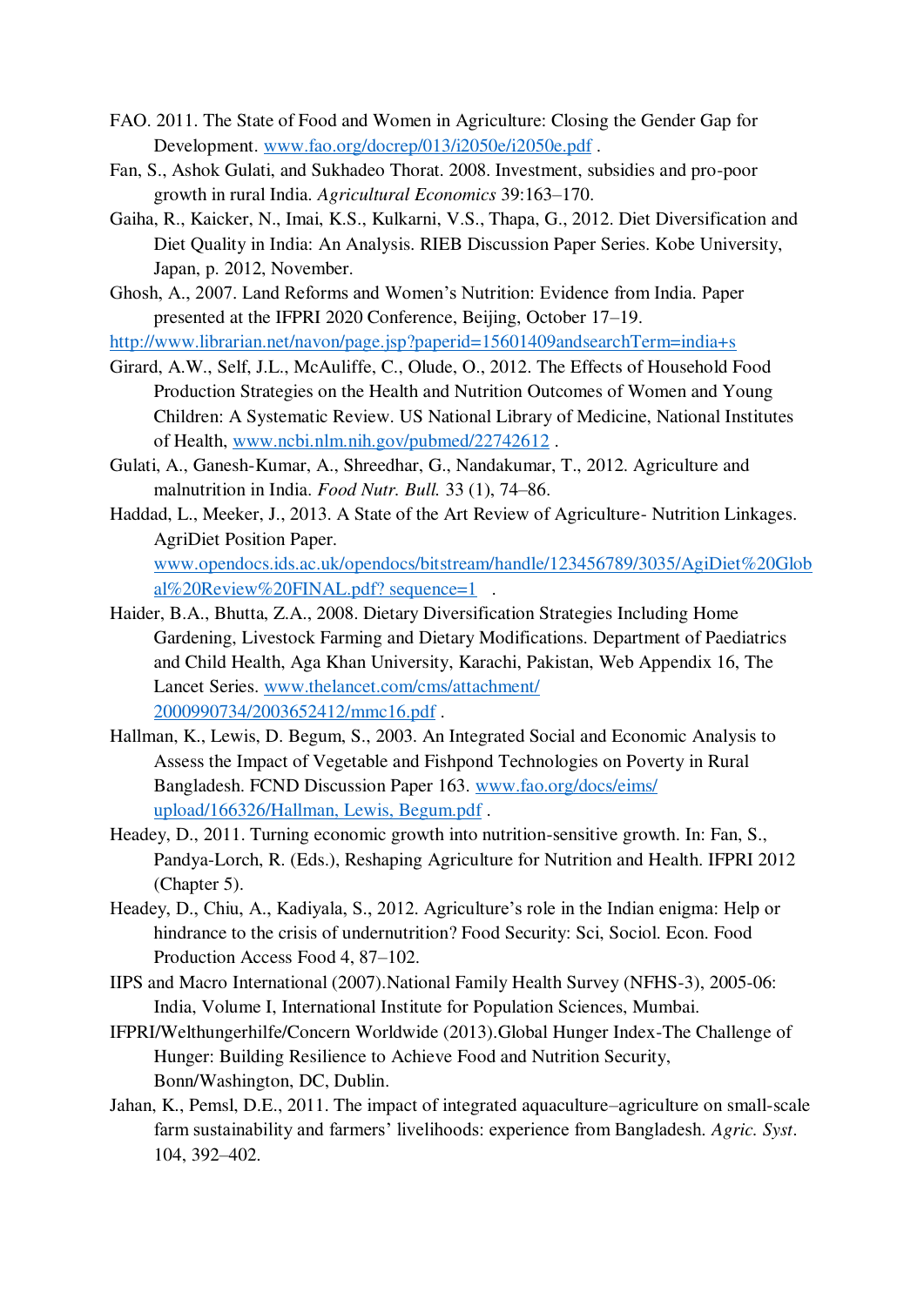FAO. 2011. The State of Food and Women in Agriculture: Closing the Gender Gap for Development. www.fao.org/docrep/013/i2050e/i2050e.pdf .

Fan, S., Ashok Gulati, and Sukhadeo Thorat. 2008. Investment, subsidies and pro-poor growth in rural India. *Agricultural Economics* 39:163–170.

Gaiha, R., Kaicker, N., Imai, K.S., Kulkarni, V.S., Thapa, G., 2012. Diet Diversification and Diet Quality in India: An Analysis. RIEB Discussion Paper Series. Kobe University, Japan, p. 2012, November.

Ghosh, A., 2007. Land Reforms and Women's Nutrition: Evidence from India. Paper presented at the IFPRI 2020 Conference, Beijing, October 17–19.

http://www.librarian.net/navon/page.jsp?paperid=15601409andsearchTerm=india+s

Girard, A.W., Self, J.L., McAuliffe, C., Olude, O., 2012. The Effects of Household Food Production Strategies on the Health and Nutrition Outcomes of Women and Young Children: A Systematic Review. US National Library of Medicine, National Institutes of Health, www.ncbi.nlm.nih.gov/pubmed/22742612 .

Gulati, A., Ganesh-Kumar, A., Shreedhar, G., Nandakumar, T., 2012. Agriculture and malnutrition in India. *Food Nutr. Bull.* 33 (1), 74–86.

Haddad, L., Meeker, J., 2013. A State of the Art Review of Agriculture- Nutrition Linkages. AgriDiet Position Paper. www.opendocs.ids.ac.uk/opendocs/bitstream/handle/123456789/3035/AgiDiet%20Global%20Review%20FINAL.pdf? sequence=1 .

Haider, B.A., Bhutta, Z.A., 2008. Dietary Diversification Strategies Including Home Gardening, Livestock Farming and Dietary Modifications. Department of Paediatrics and Child Health, Aga Khan University, Karachi, Pakistan, Web Appendix 16, The Lancet Series. www.thelancet.com/cms/attachment/2000990734/2003652412/mmc16.pdf .

Hallman, K., Lewis, D. Begum, S., 2003. An Integrated Social and Economic Analysis to Assess the Impact of Vegetable and Fishpond Technologies on Poverty in Rural Bangladesh. FCND Discussion Paper 163. www.fao.org/docs/eims/upload/166326/Hallman, Lewis, Begum.pdf .

Headey, D., 2011. Turning economic growth into nutrition-sensitive growth. In: Fan, S., Pandya-Lorch, R. (Eds.), Reshaping Agriculture for Nutrition and Health. IFPRI 2012 (Chapter 5).

Headey, D., Chiu, A., Kadiyala, S., 2012. Agriculture's role in the Indian enigma: Help or hindrance to the crisis of undernutrition? Food Security: Sci, Sociol. Econ. Food Production Access Food 4, 87–102.

IIPS and Macro International (2007).National Family Health Survey (NFHS-3), 2005-06: India, Volume I, International Institute for Population Sciences, Mumbai.

IFPRI/Welthungerhilfe/Concern Worldwide (2013).Global Hunger Index-The Challenge of Hunger: Building Resilience to Achieve Food and Nutrition Security, Bonn/Washington, DC, Dublin.

Jahan, K., Pemsl, D.E., 2011. The impact of integrated aquaculture–agriculture on small-scale farm sustainability and farmers' livelihoods: experience from Bangladesh. *Agric. Syst*. 104, 392–402.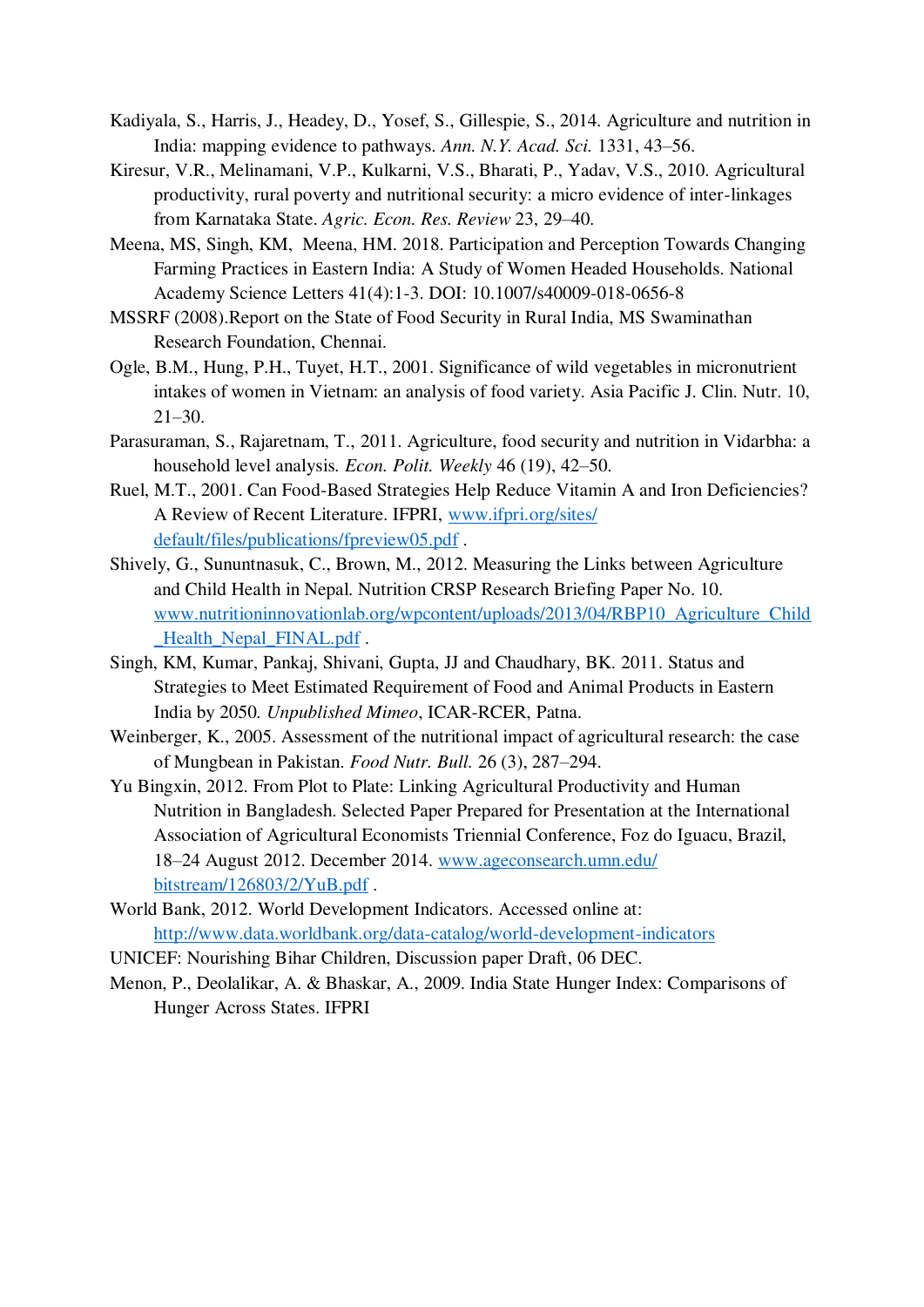Kadiyala, S., Harris, J., Headey, D., Yosef, S., Gillespie, S., 2014. Agriculture and nutrition in India: mapping evidence to pathways. *Ann. N.Y. Acad. Sci.* 1331, 43–56.

Kiresur, V.R., Melinamani, V.P., Kulkarni, V.S., Bharati, P., Yadav, V.S., 2010. Agricultural productivity, rural poverty and nutritional security: a micro evidence of inter-linkages from Karnataka State. *Agric. Econ. Res. Review* 23, 29–40.

Meena, MS, Singh, KM, Meena, HM. 2018. Participation and Perception Towards Changing Farming Practices in Eastern India: A Study of Women Headed Households. National Academy Science Letters 41(4):1-3. DOI: 10.1007/s40009-018-0656-8

MSSRF (2008).Report on the State of Food Security in Rural India, MS Swaminathan Research Foundation, Chennai.

Ogle, B.M., Hung, P.H., Tuyet, H.T., 2001. Significance of wild vegetables in micronutrient intakes of women in Vietnam: an analysis of food variety. Asia Pacific J. Clin. Nutr. 10, 21–30.

Parasuraman, S., Rajaretnam, T., 2011. Agriculture, food security and nutrition in Vidarbha: a household level analysis. *Econ. Polit. Weekly* 46 (19), 42–50.

Ruel, M.T., 2001. Can Food-Based Strategies Help Reduce Vitamin A and Iron Deficiencies? A Review of Recent Literature. IFPRI, www.ifpri.org/sites/default/files/publications/fpreview05.pdf .

Shively, G., Sununtnasuk, C., Brown, M., 2012. Measuring the Links between Agriculture and Child Health in Nepal. Nutrition CRSP Research Briefing Paper No. 10. www.nutritioninnovationlab.org/wpcontent/uploads/2013/04/RBP10_Agriculture_Child_Health_Nepal_FINAL.pdf .

Singh, KM, Kumar, Pankaj, Shivani, Gupta, JJ and Chaudhary, BK. 2011. Status and Strategies to Meet Estimated Requirement of Food and Animal Products in Eastern India by 2050. *Unpublished Mimeo*, ICAR-RCER, Patna.

Weinberger, K., 2005. Assessment of the nutritional impact of agricultural research: the case of Mungbean in Pakistan. *Food Nutr. Bull.* 26 (3), 287–294.

Yu Bingxin, 2012. From Plot to Plate: Linking Agricultural Productivity and Human Nutrition in Bangladesh. Selected Paper Prepared for Presentation at the International Association of Agricultural Economists Triennial Conference, Foz do Iguacu, Brazil, 18–24 August 2012. December 2014. www.ageconsearch.umn.edu/bitstream/126803/2/YuB.pdf .

World Bank, 2012. World Development Indicators. Accessed online at: http://www.data.worldbank.org/data-catalog/world-development-indicators

UNICEF: Nourishing Bihar Children, Discussion paper Draft, 06 DEC.

Menon, P., Deolalikar, A. & Bhaskar, A., 2009. India State Hunger Index: Comparisons of Hunger Across States. IFPRI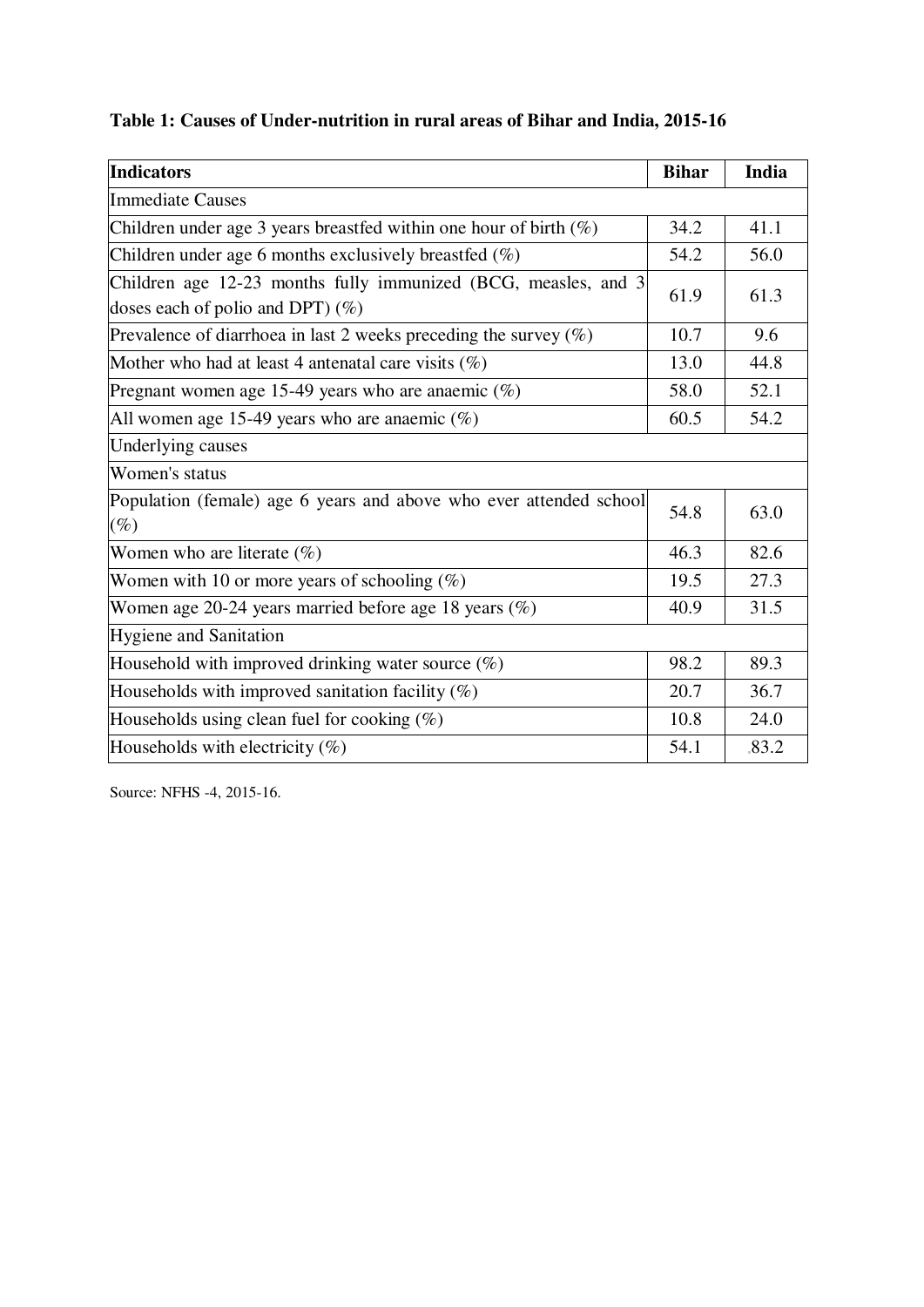**Table 1: Causes of Under-nutrition in rural areas of Bihar and India, 2015-16**

| Indicators | Bihar | India |
|---|---|---|
| Immediate Causes | | |
| Children under age 3 years breastfed within one hour of birth (%) | 34.2 | 41.1 |
| Children under age 6 months exclusively breastfed (%) | 54.2 | 56.0 |
| Children age 12-23 months fully immunized (BCG, measles, and 3 doses each of polio and DPT) (%) | 61.9 | 61.3 |
| Prevalence of diarrhoea in last 2 weeks preceding the survey (%) | 10.7 | 9.6 |
| Mother who had at least 4 antenatal care visits (%) | 13.0 | 44.8 |
| Pregnant women age 15-49 years who are anaemic (%) | 58.0 | 52.1 |
| All women age 15-49 years who are anaemic (%) | 60.5 | 54.2 |
| Underlying causes | | |
| Women's status | | |
| Population (female) age 6 years and above who ever attended school (%) | 54.8 | 63.0 |
| Women who are literate (%) | 46.3 | 82.6 |
| Women with 10 or more years of schooling (%) | 19.5 | 27.3 |
| Women age 20-24 years married before age 18 years (%) | 40.9 | 31.5 |
| Hygiene and Sanitation | | |
| Household with improved drinking water source (%) | 98.2 | 89.3 |
| Households with improved sanitation facility (%) | 20.7 | 36.7 |
| Households using clean fuel for cooking (%) | 10.8 | 24.0 |
| Households with electricity (%) | 54.1 | 83.2 |

Source: NFHS -4, 2015-16.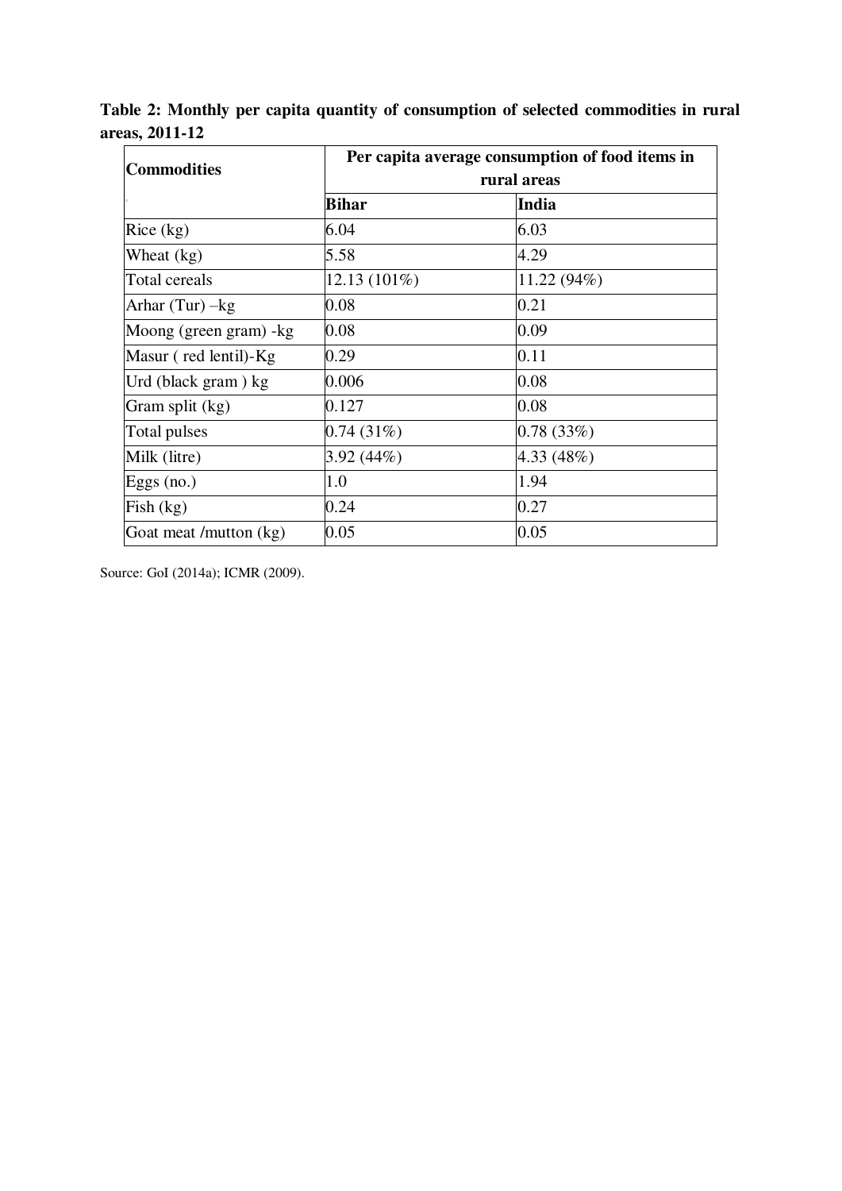**Table 2: Monthly per capita quantity of consumption of selected commodities in rural areas, 2011-12**

| Commodities | Per capita average consumption of food items in rural areas | |
|---|---|---|
| | **Bihar** | **India** |
| Rice (kg) | 6.04 | 6.03 |
| Wheat (kg) | 5.58 | 4.29 |
| Total cereals | 12.13 (101%) | 11.22 (94%) |
| Arhar (Tur) –kg | 0.08 | 0.21 |
| Moong (green gram) -kg | 0.08 | 0.09 |
| Masur ( red lentil)-Kg | 0.29 | 0.11 |
| Urd (black gram ) kg | 0.006 | 0.08 |
| Gram split (kg) | 0.127 | 0.08 |
| Total pulses | 0.74 (31%) | 0.78 (33%) |
| Milk (litre) | 3.92 (44%) | 4.33 (48%) |
| Eggs (no.) | 1.0 | 1.94 |
| Fish (kg) | 0.24 | 0.27 |
| Goat meat /mutton (kg) | 0.05 | 0.05 |

Source: GoI (2014a); ICMR (2009).